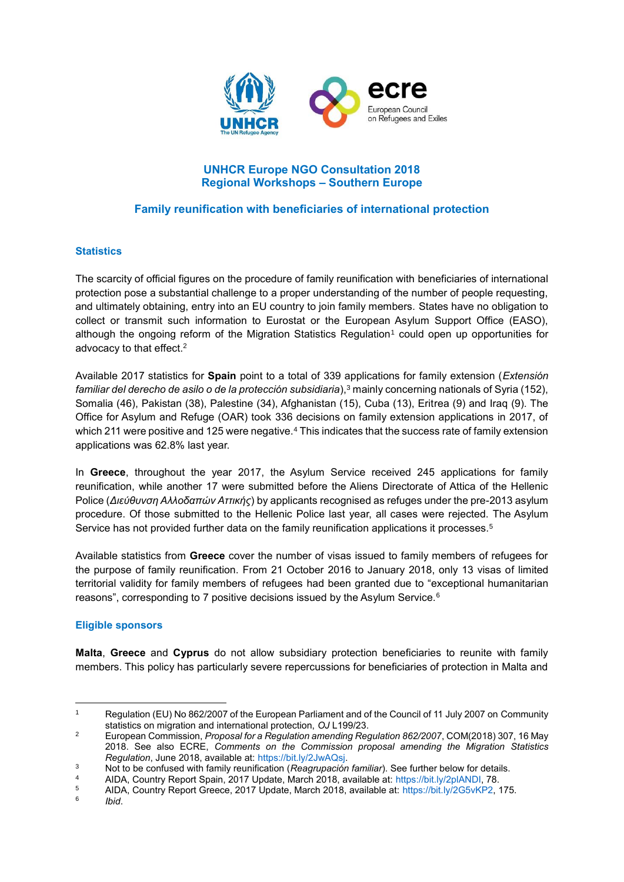## UNHCR Europe NGO Consultation 2018
## Regional Workshops – Southern Europe

### Family reunification with beneficiaries of international protection

#### Statistics

The scarcity of official figures on the procedure of family reunification with beneficiaries of international protection pose a substantial challenge to a proper understanding of the number of people requesting, and ultimately obtaining, entry into an EU country to join family members. States have no obligation to collect or transmit such information to Eurostat or the European Asylum Support Office (EASO), although the ongoing reform of the Migration Statistics Regulation[1] could open up opportunities for advocacy to that effect.[2]

Available 2017 statistics for **Spain** point to a total of 339 applications for family extension (*Extensión familiar del derecho de asilo o de la protección subsidiaria*),[3] mainly concerning nationals of Syria (152), Somalia (46), Pakistan (38), Palestine (34), Afghanistan (15), Cuba (13), Eritrea (9) and Iraq (9). The Office for Asylum and Refuge (OAR) took 336 decisions on family extension applications in 2017, of which 211 were positive and 125 were negative.[4] This indicates that the success rate of family extension applications was 62.8% last year.

In **Greece**, throughout the year 2017, the Asylum Service received 245 applications for family reunification, while another 17 were submitted before the Aliens Directorate of Attica of the Hellenic Police (*Διεύθυνση Αλλοδαπών Αττικής*) by applicants recognised as refugees under the pre-2013 asylum procedure. Of those submitted to the Hellenic Police last year, all cases were rejected. The Asylum Service has not provided further data on the family reunification applications it processes.[5]

Available statistics from **Greece** cover the number of visas issued to family members of refugees for the purpose of family reunification. From 21 October 2016 to January 2018, only 13 visas of limited territorial validity for family members of refugees had been granted due to "exceptional humanitarian reasons", corresponding to 7 positive decisions issued by the Asylum Service.[6]

#### Eligible sponsors

**Malta**, **Greece** and **Cyprus** do not allow subsidiary protection beneficiaries to reunite with family members. This policy has particularly severe repercussions for beneficiaries of protection in Malta and

---

[1] Regulation (EU) No 862/2007 of the European Parliament and of the Council of 11 July 2007 on Community statistics on migration and international protection, *OJ* L199/23.

[2] European Commission, *Proposal for a Regulation amending Regulation 862/2007*, COM(2018) 307, 16 May 2018. See also ECRE, *Comments on the Commission proposal amending the Migration Statistics Regulation*, June 2018, available at: https://bit.ly/2JwAQsj.

[3] Not to be confused with family reunification (*Reagrupación familiar*). See further below for details.

[4] AIDA, Country Report Spain, 2017 Update, March 2018, available at: https://bit.ly/2plANDI, 78.

[5] AIDA, Country Report Greece, 2017 Update, March 2018, available at: https://bit.ly/2G5vKP2, 175.

[6] *Ibid*.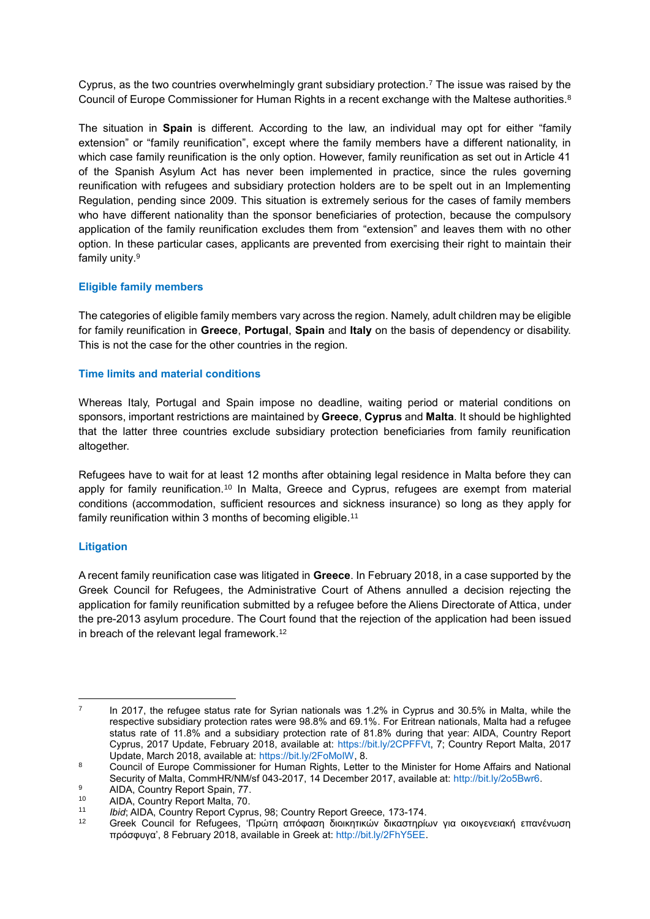Cyprus, as the two countries overwhelmingly grant subsidiary protection.[7] The issue was raised by the Council of Europe Commissioner for Human Rights in a recent exchange with the Maltese authorities.[8]

The situation in **Spain** is different. According to the law, an individual may opt for either "family extension" or "family reunification", except where the family members have a different nationality, in which case family reunification is the only option. However, family reunification as set out in Article 41 of the Spanish Asylum Act has never been implemented in practice, since the rules governing reunification with refugees and subsidiary protection holders are to be spelt out in an Implementing Regulation, pending since 2009. This situation is extremely serious for the cases of family members who have different nationality than the sponsor beneficiaries of protection, because the compulsory application of the family reunification excludes them from "extension" and leaves them with no other option. In these particular cases, applicants are prevented from exercising their right to maintain their family unity.[9]

### Eligible family members

The categories of eligible family members vary across the region. Namely, adult children may be eligible for family reunification in **Greece**, **Portugal**, **Spain** and **Italy** on the basis of dependency or disability. This is not the case for the other countries in the region.

### Time limits and material conditions

Whereas Italy, Portugal and Spain impose no deadline, waiting period or material conditions on sponsors, important restrictions are maintained by **Greece**, **Cyprus** and **Malta**. It should be highlighted that the latter three countries exclude subsidiary protection beneficiaries from family reunification altogether.

Refugees have to wait for at least 12 months after obtaining legal residence in Malta before they can apply for family reunification.[10] In Malta, Greece and Cyprus, refugees are exempt from material conditions (accommodation, sufficient resources and sickness insurance) so long as they apply for family reunification within 3 months of becoming eligible.[11]

### Litigation

A recent family reunification case was litigated in **Greece**. In February 2018, in a case supported by the Greek Council for Refugees, the Administrative Court of Athens annulled a decision rejecting the application for family reunification submitted by a refugee before the Aliens Directorate of Attica, under the pre-2013 asylum procedure. The Court found that the rejection of the application had been issued in breach of the relevant legal framework.[12]

---

[7] In 2017, the refugee status rate for Syrian nationals was 1.2% in Cyprus and 30.5% in Malta, while the respective subsidiary protection rates were 98.8% and 69.1%. For Eritrean nationals, Malta had a refugee status rate of 11.8% and a subsidiary protection rate of 81.8% during that year: AIDA, Country Report Cyprus, 2017 Update, February 2018, available at: https://bit.ly/2CPFFVt, 7; Country Report Malta, 2017 Update, March 2018, available at: https://bit.ly/2FoMolW, 8.

[8] Council of Europe Commissioner for Human Rights, Letter to the Minister for Home Affairs and National Security of Malta, CommHR/NM/sf 043-2017, 14 December 2017, available at: http://bit.ly/2o5Bwr6.

[9] AIDA, Country Report Spain, 77.

[10] AIDA, Country Report Malta, 70.

[11] *Ibid*; AIDA, Country Report Cyprus, 98; Country Report Greece, 173-174.

[12] Greek Council for Refugees, 'Πρώτη απόφαση διοικητικών δικαστηρίων για οικογενειακή επανένωση πρόσφυγα', 8 February 2018, available in Greek at: http://bit.ly/2FhY5EE.